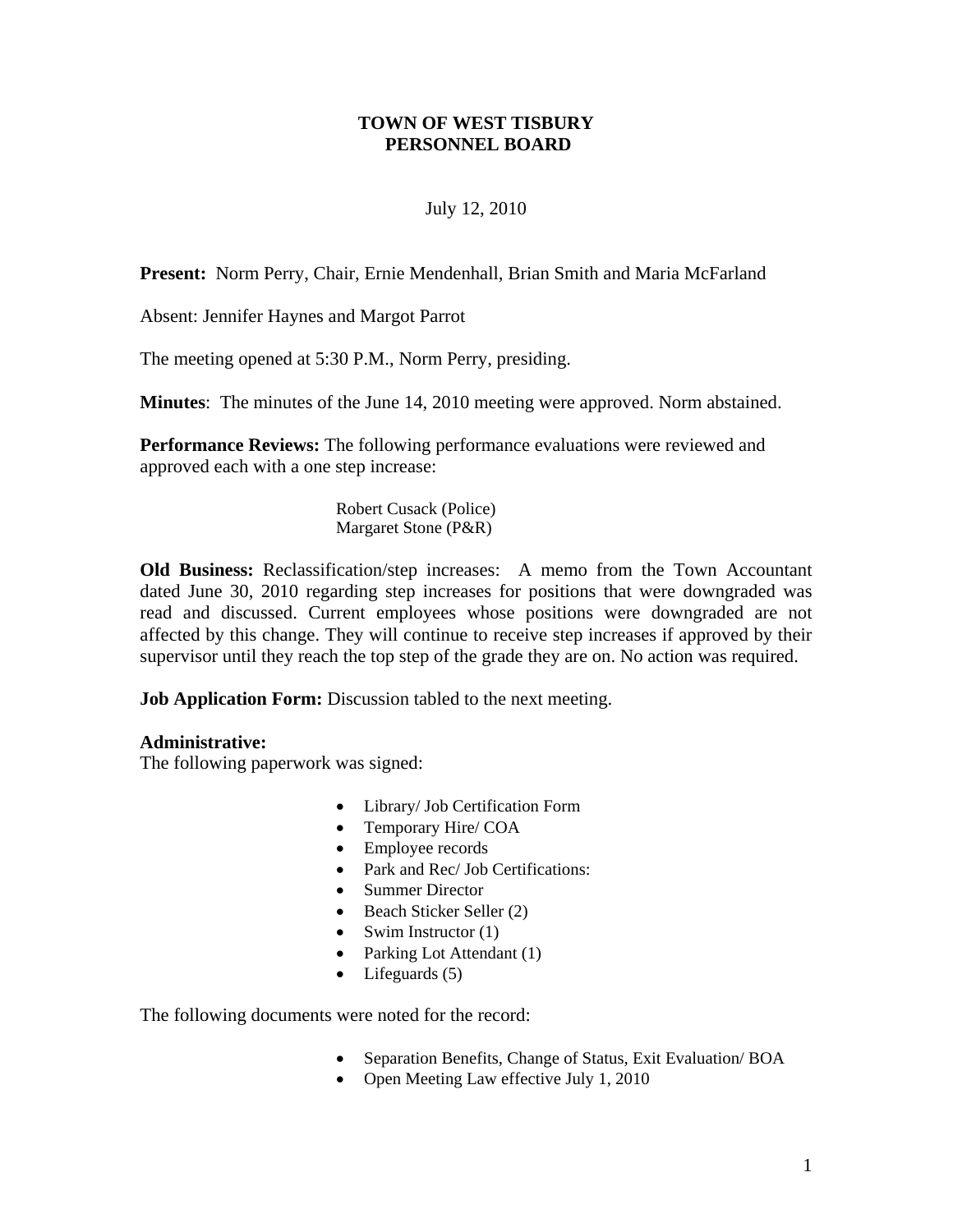# TOWN OF WEST TISBURY
# PERSONNEL BOARD

July 12, 2010

**Present:** Norm Perry, Chair, Ernie Mendenhall, Brian Smith and Maria McFarland

Absent: Jennifer Haynes and Margot Parrot

The meeting opened at 5:30 P.M., Norm Perry, presiding.

**Minutes**: The minutes of the June 14, 2010 meeting were approved. Norm abstained.

**Performance Reviews:** The following performance evaluations were reviewed and approved each with a one step increase:

Robert Cusack (Police)
Margaret Stone (P&R)

**Old Business:** Reclassification/step increases: A memo from the Town Accountant dated June 30, 2010 regarding step increases for positions that were downgraded was read and discussed. Current employees whose positions were downgraded are not affected by this change. They will continue to receive step increases if approved by their supervisor until they reach the top step of the grade they are on. No action was required.

**Job Application Form:** Discussion tabled to the next meeting.

**Administrative:**
The following paperwork was signed:

- Library/ Job Certification Form
- Temporary Hire/ COA
- Employee records
- Park and Rec/ Job Certifications:
- Summer Director
- Beach Sticker Seller (2)
- Swim Instructor (1)
- Parking Lot Attendant (1)
- Lifeguards (5)

The following documents were noted for the record:

- Separation Benefits, Change of Status, Exit Evaluation/ BOA
- Open Meeting Law effective July 1, 2010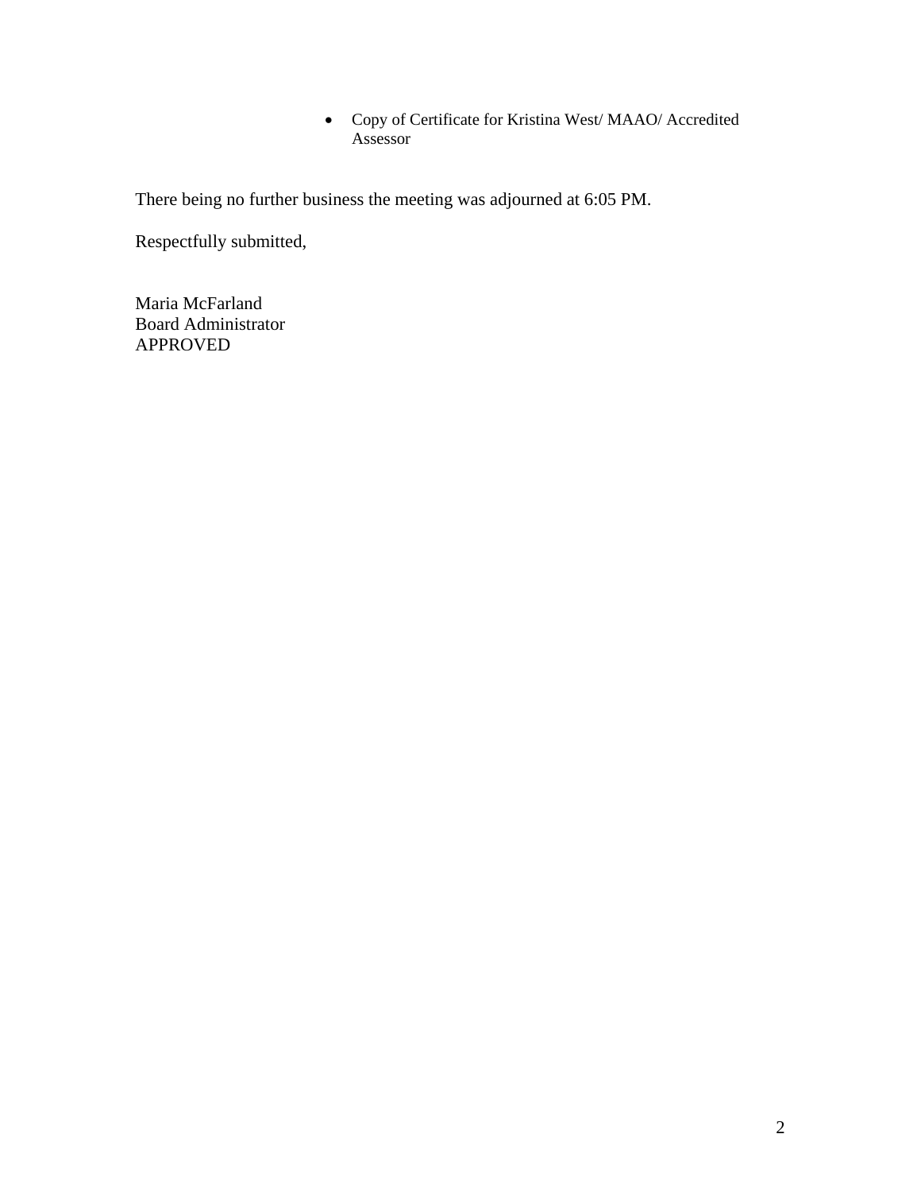- Copy of Certificate for Kristina West/ MAAO/ Accredited Assessor

There being no further business the meeting was adjourned at 6:05 PM.

Respectfully submitted,

Maria McFarland
Board Administrator
APPROVED